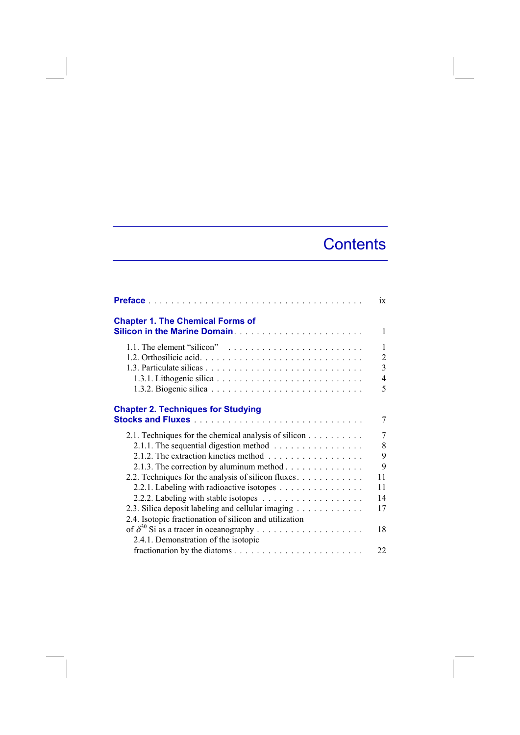# Contents

**Preface** . . . . . . . . . . . . . . . . . . . . . . . . . . . . . . . . . . . . ix

**Chapter 1. The Chemical Forms of Silicon in the Marine Domain** . . . . . . . . . . . . . . . . . . . . . . 1

- 1.1. The element "silicon" . . . . . . . . . . . . . . . . . . . . . . . . 1
- 1.2. Orthosilicic acid. . . . . . . . . . . . . . . . . . . . . . . . . . . 2
- 1.3. Particulate silicas . . . . . . . . . . . . . . . . . . . . . . . . . . 3
  - 1.3.1. Lithogenic silica . . . . . . . . . . . . . . . . . . . . . . . . 4
  - 1.3.2. Biogenic silica . . . . . . . . . . . . . . . . . . . . . . . . . 5

**Chapter 2. Techniques for Studying Stocks and Fluxes** . . . . . . . . . . . . . . . . . . . . . . . . . . . . 7

- 2.1. Techniques for the chemical analysis of silicon . . . . . . . . . . 7
  - 2.1.1. The sequential digestion method . . . . . . . . . . . . . . . . 8
  - 2.1.2. The extraction kinetics method . . . . . . . . . . . . . . . . . 9
  - 2.1.3. The correction by aluminum method . . . . . . . . . . . . . . 9
- 2.2. Techniques for the analysis of silicon fluxes. . . . . . . . . . . . 11
  - 2.2.1. Labeling with radioactive isotopes . . . . . . . . . . . . . . . 11
  - 2.2.2. Labeling with stable isotopes . . . . . . . . . . . . . . . . . . 14
- 2.3. Silica deposit labeling and cellular imaging . . . . . . . . . . . . 17
- 2.4. Isotopic fractionation of silicon and utilization of $\delta^{30}$ Si as a tracer in oceanography . . . . . . . . . . . . . . . . . . . 18
  - 2.4.1. Demonstration of the isotopic fractionation by the diatoms . . . . . . . . . . . . . . . . . . . . . . 22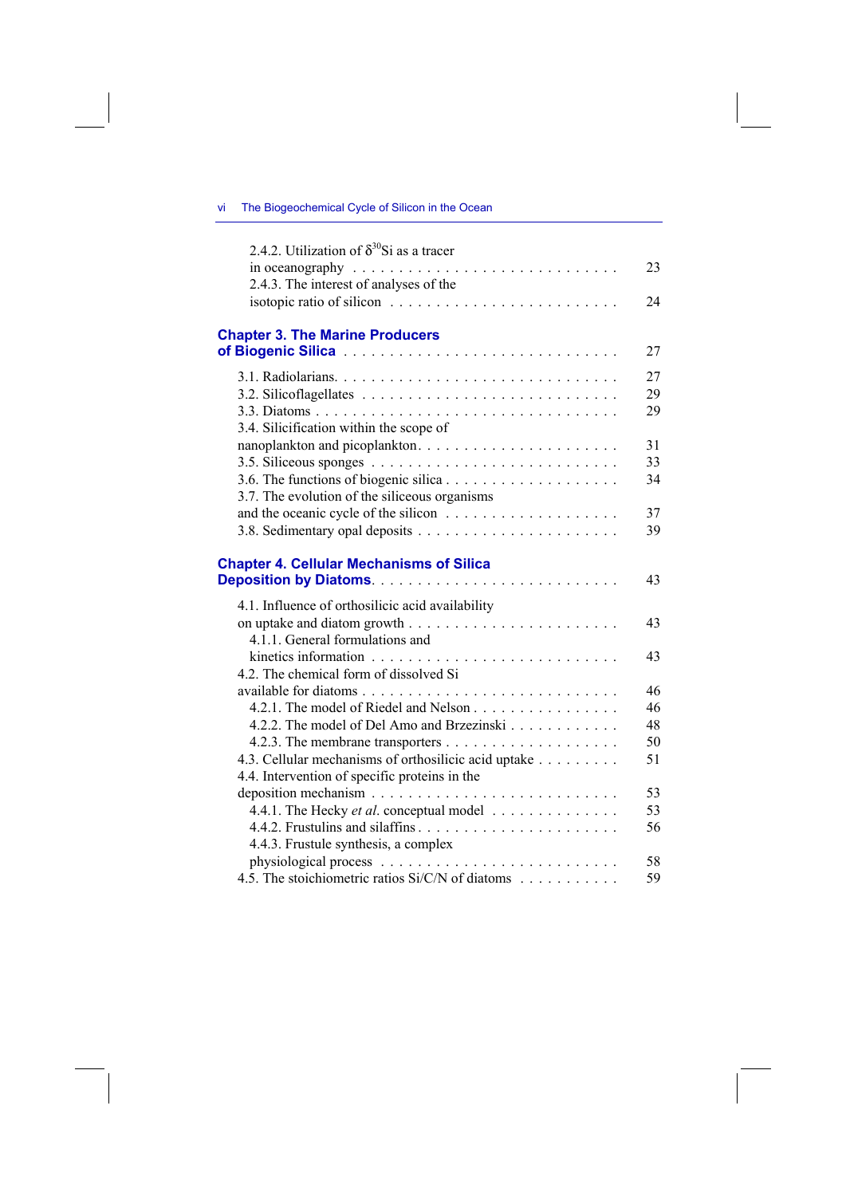2.4.2. Utilization of $\delta^{30}$Si as a tracer in oceanography . . . . . . . . . . . . . . . . . . . . . . . . . . . . . 23
2.4.3. The interest of analyses of the isotopic ratio of silicon . . . . . . . . . . . . . . . . . . . . . . . . 24

**Chapter 3. The Marine Producers of Biogenic Silica** . . . . . . . . . . . . . . . . . . . . . . . . . . . . 27

3.1. Radiolarians. . . . . . . . . . . . . . . . . . . . . . . . . . . . . . 27
3.2. Silicoflagellates . . . . . . . . . . . . . . . . . . . . . . . . . . . 29
3.3. Diatoms . . . . . . . . . . . . . . . . . . . . . . . . . . . . . . . 29
3.4. Silicification within the scope of nanoplankton and picoplankton. . . . . . . . . . . . . . . . . . . . . . 31
3.5. Siliceous sponges . . . . . . . . . . . . . . . . . . . . . . . . . . 33
3.6. The functions of biogenic silica . . . . . . . . . . . . . . . . . . . 34
3.7. The evolution of the siliceous organisms and the oceanic cycle of the silicon . . . . . . . . . . . . . . . . . . . 37
3.8. Sedimentary opal deposits . . . . . . . . . . . . . . . . . . . . . . 39

**Chapter 4. Cellular Mechanisms of Silica Deposition by Diatoms**. . . . . . . . . . . . . . . . . . . . . . . . . . . 43

4.1. Influence of orthosilicic acid availability on uptake and diatom growth . . . . . . . . . . . . . . . . . . . . . . . 43
4.1.1. General formulations and kinetics information . . . . . . . . . . . . . . . . . . . . . . . . . 43
4.2. The chemical form of dissolved Si available for diatoms . . . . . . . . . . . . . . . . . . . . . . . . . . . 46
4.2.1. The model of Riedel and Nelson . . . . . . . . . . . . . . . . 46
4.2.2. The model of Del Amo and Brzezinski . . . . . . . . . . . . 48
4.2.3. The membrane transporters . . . . . . . . . . . . . . . . . . . 50
4.3. Cellular mechanisms of orthosilicic acid uptake . . . . . . . . . 51
4.4. Intervention of specific proteins in the deposition mechanism . . . . . . . . . . . . . . . . . . . . . . . . . . . 53
4.4.1. The Hecky *et al*. conceptual model . . . . . . . . . . . . . . 53
4.4.2. Frustulins and silaffins . . . . . . . . . . . . . . . . . . . . . . . 56
4.4.3. Frustule synthesis, a complex physiological process . . . . . . . . . . . . . . . . . . . . . . . . . 58
4.5. The stoichiometric ratios Si/C/N of diatoms . . . . . . . . . . . 59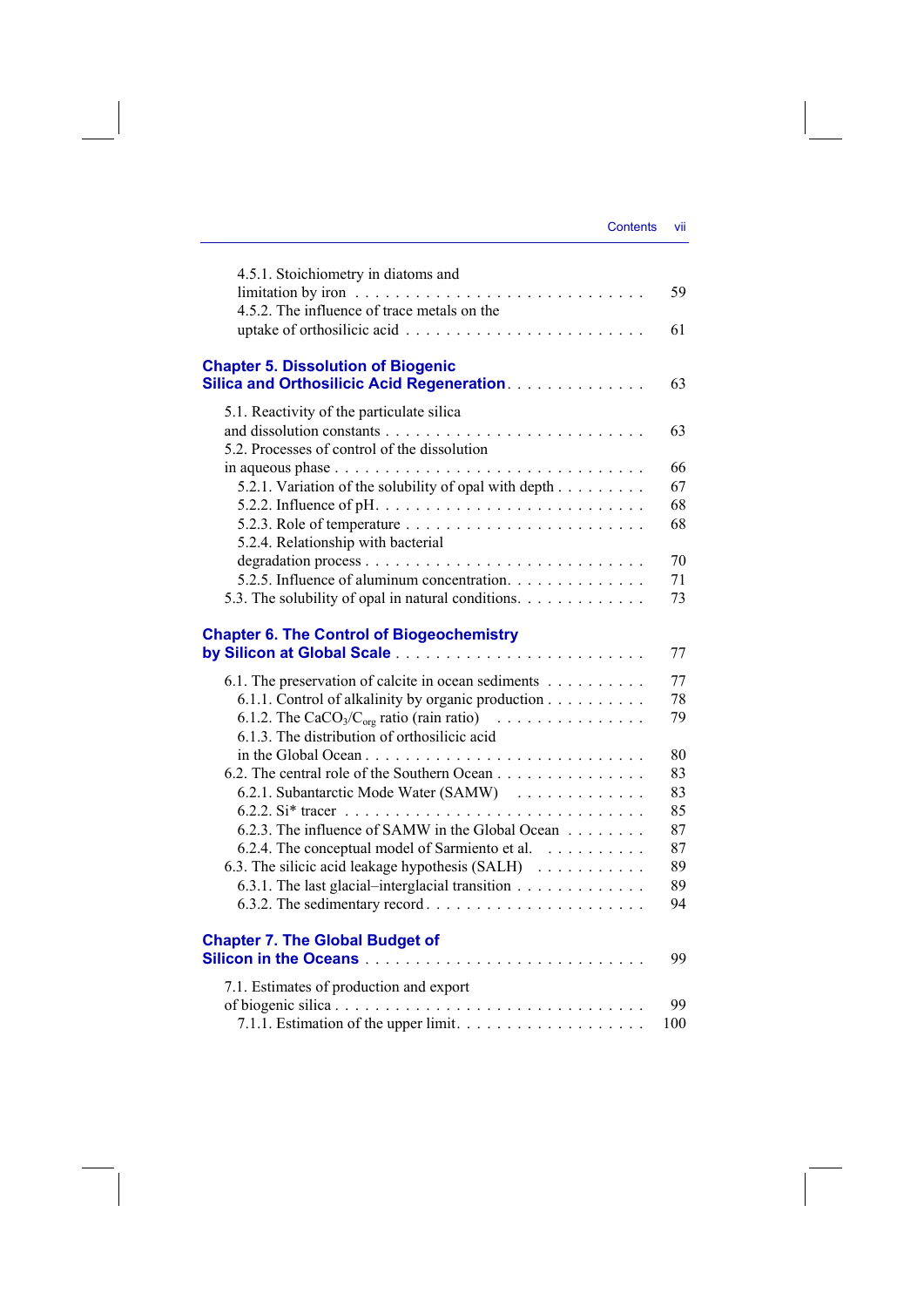4.5.1. Stoichiometry in diatoms and limitation by iron . . . . . . . . . . . . . . . . . . . . . . . . . . . 59
4.5.2. The influence of trace metals on the uptake of orthosilicic acid . . . . . . . . . . . . . . . . . . . . . . . 61

**Chapter 5. Dissolution of Biogenic Silica and Orthosilicic Acid Regeneration** . . . . . . . . . . . . . 63

5.1. Reactivity of the particulate silica and dissolution constants . . . . . . . . . . . . . . . . . . . . . . . . . 63
5.2. Processes of control of the dissolution in aqueous phase . . . . . . . . . . . . . . . . . . . . . . . . . . . . . 66
5.2.1. Variation of the solubility of opal with depth . . . . . . . . . 67
5.2.2. Influence of pH. . . . . . . . . . . . . . . . . . . . . . . . . . 68
5.2.3. Role of temperature . . . . . . . . . . . . . . . . . . . . . . . 68
5.2.4. Relationship with bacterial degradation process . . . . . . . . . . . . . . . . . . . . . . . . . . 70
5.2.5. Influence of aluminum concentration. . . . . . . . . . . . . . 71
5.3. The solubility of opal in natural conditions. . . . . . . . . . . . . 73

**Chapter 6. The Control of Biogeochemistry by Silicon at Global Scale** . . . . . . . . . . . . . . . . . . . . . . . . 77

6.1. The preservation of calcite in ocean sediments . . . . . . . . . . 77
6.1.1. Control of alkalinity by organic production . . . . . . . . . . 78
6.1.2. The $CaCO_3/C_{org}$ ratio (rain ratio) . . . . . . . . . . . . . . . 79
6.1.3. The distribution of orthosilicic acid in the Global Ocean . . . . . . . . . . . . . . . . . . . . . . . . . . 80
6.2. The central role of the Southern Ocean . . . . . . . . . . . . . . . 83
6.2.1. Subantarctic Mode Water (SAMW) . . . . . . . . . . . . . 83
6.2.2. Si* tracer . . . . . . . . . . . . . . . . . . . . . . . . . . . . 85
6.2.3. The influence of SAMW in the Global Ocean . . . . . . . . 87
6.2.4. The conceptual model of Sarmiento et al. . . . . . . . . . . 87
6.3. The silicic acid leakage hypothesis (SALH) . . . . . . . . . . . 89
6.3.1. The last glacial–interglacial transition . . . . . . . . . . . . . 89
6.3.2. The sedimentary record . . . . . . . . . . . . . . . . . . . . . 94

**Chapter 7. The Global Budget of Silicon in the Oceans** . . . . . . . . . . . . . . . . . . . . . . . . . . . 99

7.1. Estimates of production and export of biogenic silica . . . . . . . . . . . . . . . . . . . . . . . . . . . . . . 99
7.1.1. Estimation of the upper limit. . . . . . . . . . . . . . . . . . . 100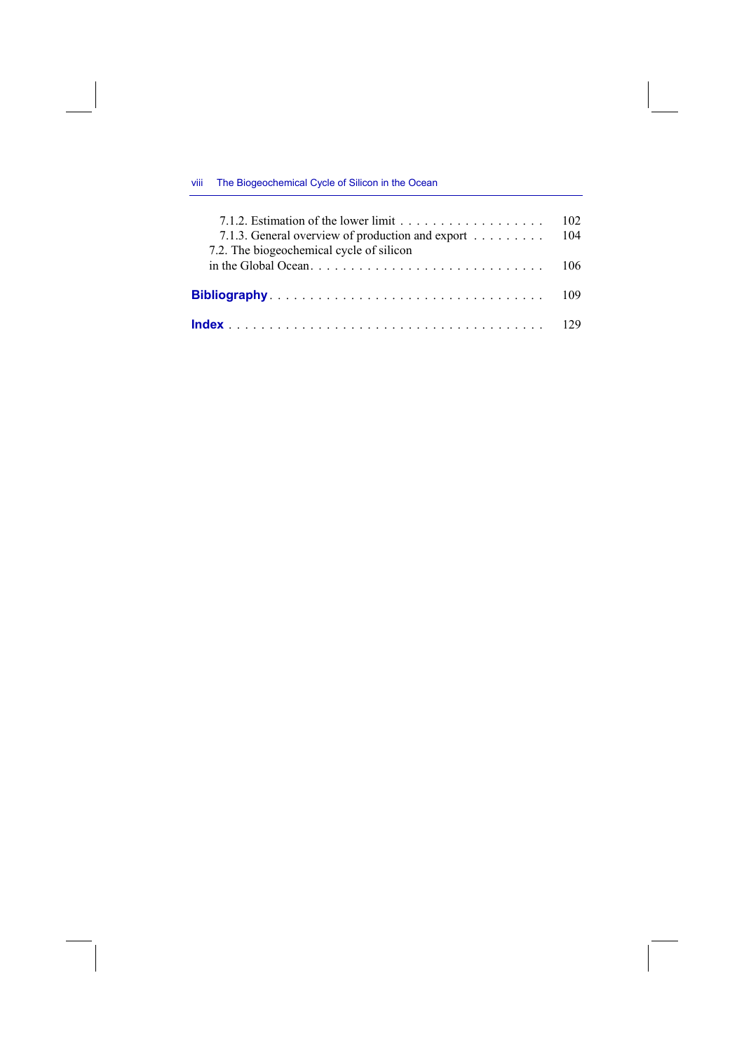7.1.2. Estimation of the lower limit . . . . . . . . . . . . . . . . . . 102
7.1.3. General overview of production and export . . . . . . . . . 104
7.2. The biogeochemical cycle of silicon in the Global Ocean . . . . . . . . . . . . . . . . . . . . . . . . . . . . . 106

**Bibliography** . . . . . . . . . . . . . . . . . . . . . . . . . . . . . . . . . 109

**Index** . . . . . . . . . . . . . . . . . . . . . . . . . . . . . . . . . . . . . 129